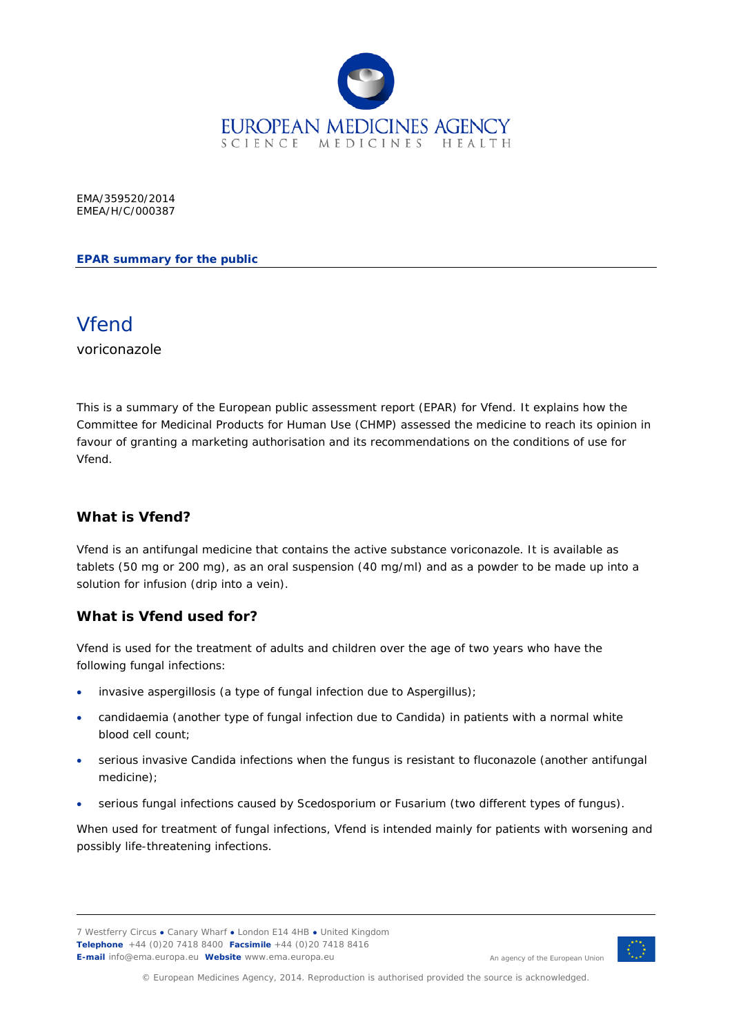EMA/359520/2014
EMEA/H/C/000387

**EPAR summary for the public**

# Vfend

voriconazole

This is a summary of the European public assessment report (EPAR) for Vfend. It explains how the Committee for Medicinal Products for Human Use (CHMP) assessed the medicine to reach its opinion in favour of granting a marketing authorisation and its recommendations on the conditions of use for Vfend.

## What is Vfend?

Vfend is an antifungal medicine that contains the active substance voriconazole. It is available as tablets (50 mg or 200 mg), as an oral suspension (40 mg/ml) and as a powder to be made up into a solution for infusion (drip into a vein).

## What is Vfend used for?

Vfend is used for the treatment of adults and children over the age of two years who have the following fungal infections:

- invasive aspergillosis (a type of fungal infection due to Aspergillus);
- candidaemia (another type of fungal infection due to Candida) in patients with a normal white blood cell count;
- serious invasive Candida infections when the fungus is resistant to fluconazole (another antifungal medicine);
- serious fungal infections caused by Scedosporium or Fusarium (two different types of fungus).

When used for treatment of fungal infections, Vfend is intended mainly for patients with worsening and possibly life-threatening infections.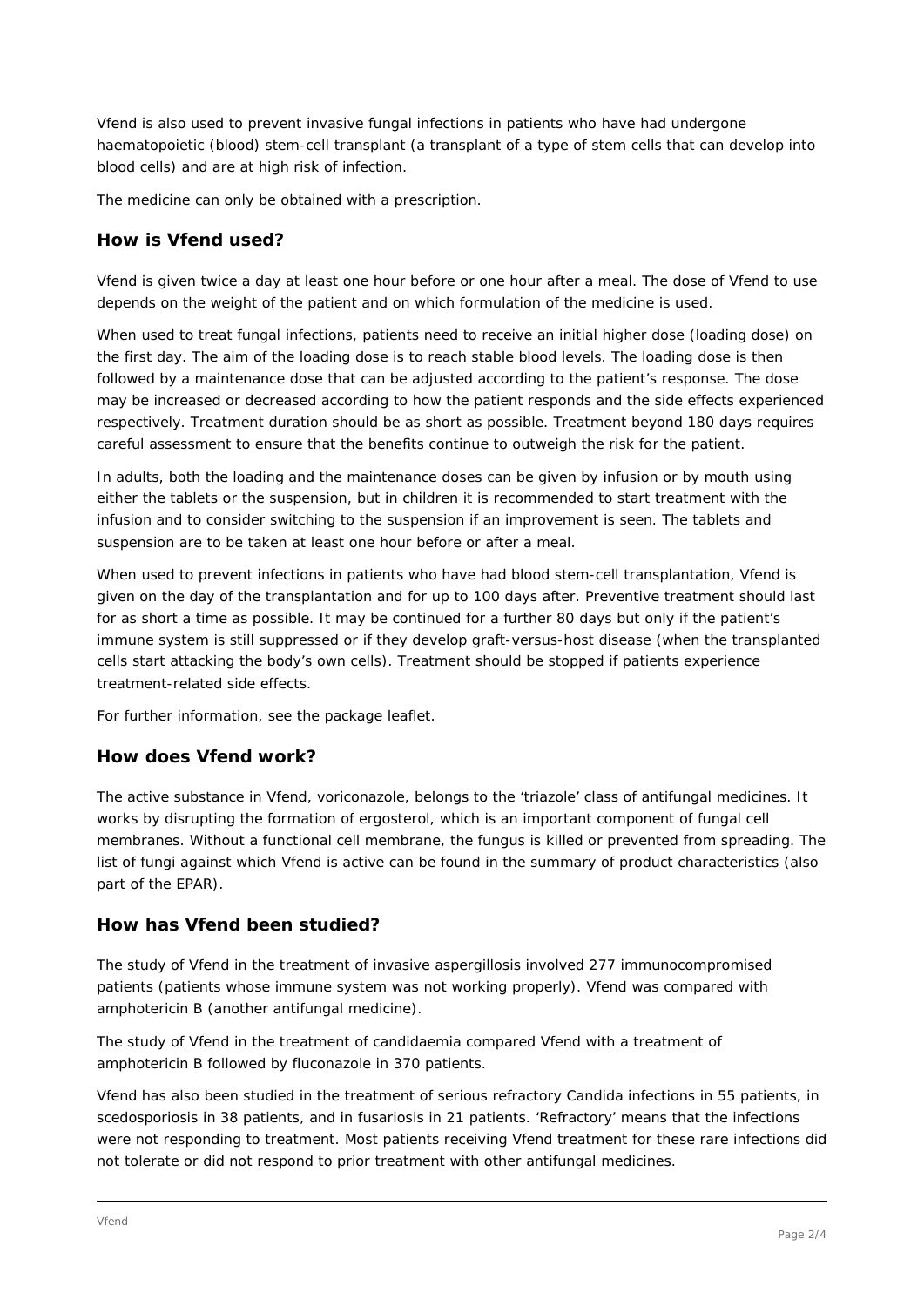Vfend is also used to prevent invasive fungal infections in patients who have had undergone haematopoietic (blood) stem-cell transplant (a transplant of a type of stem cells that can develop into blood cells) and are at high risk of infection.

The medicine can only be obtained with a prescription.

## How is Vfend used?

Vfend is given twice a day at least one hour before or one hour after a meal. The dose of Vfend to use depends on the weight of the patient and on which formulation of the medicine is used.

When used to treat fungal infections, patients need to receive an initial higher dose (loading dose) on the first day. The aim of the loading dose is to reach stable blood levels. The loading dose is then followed by a maintenance dose that can be adjusted according to the patient's response. The dose may be increased or decreased according to how the patient responds and the side effects experienced respectively. Treatment duration should be as short as possible. Treatment beyond 180 days requires careful assessment to ensure that the benefits continue to outweigh the risk for the patient.

In adults, both the loading and the maintenance doses can be given by infusion or by mouth using either the tablets or the suspension, but in children it is recommended to start treatment with the infusion and to consider switching to the suspension if an improvement is seen. The tablets and suspension are to be taken at least one hour before or after a meal.

When used to prevent infections in patients who have had blood stem-cell transplantation, Vfend is given on the day of the transplantation and for up to 100 days after. Preventive treatment should last for as short a time as possible. It may be continued for a further 80 days but only if the patient's immune system is still suppressed or if they develop graft-versus-host disease (when the transplanted cells start attacking the body's own cells). Treatment should be stopped if patients experience treatment-related side effects.

For further information, see the package leaflet.

## How does Vfend work?

The active substance in Vfend, voriconazole, belongs to the 'triazole' class of antifungal medicines. It works by disrupting the formation of ergosterol, which is an important component of fungal cell membranes. Without a functional cell membrane, the fungus is killed or prevented from spreading. The list of fungi against which Vfend is active can be found in the summary of product characteristics (also part of the EPAR).

## How has Vfend been studied?

The study of Vfend in the treatment of invasive aspergillosis involved 277 immunocompromised patients (patients whose immune system was not working properly). Vfend was compared with amphotericin B (another antifungal medicine).

The study of Vfend in the treatment of candidaemia compared Vfend with a treatment of amphotericin B followed by fluconazole in 370 patients.

Vfend has also been studied in the treatment of serious refractory Candida infections in 55 patients, in scedosporiosis in 38 patients, and in fusariosis in 21 patients. 'Refractory' means that the infections were not responding to treatment. Most patients receiving Vfend treatment for these rare infections did not tolerate or did not respond to prior treatment with other antifungal medicines.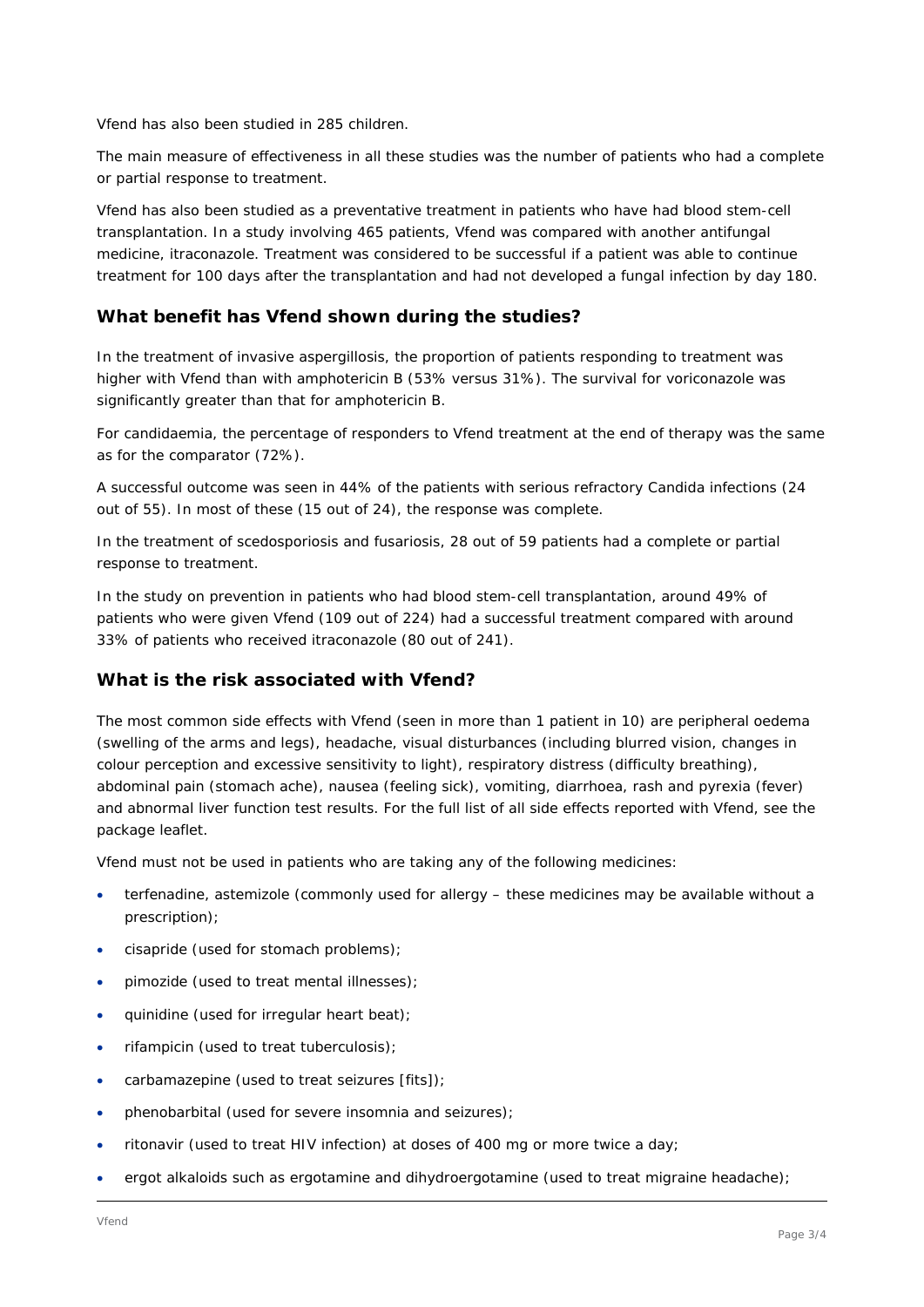Vfend has also been studied in 285 children.

The main measure of effectiveness in all these studies was the number of patients who had a complete or partial response to treatment.

Vfend has also been studied as a preventative treatment in patients who have had blood stem-cell transplantation. In a study involving 465 patients, Vfend was compared with another antifungal medicine, itraconazole. Treatment was considered to be successful if a patient was able to continue treatment for 100 days after the transplantation and had not developed a fungal infection by day 180.

## What benefit has Vfend shown during the studies?

In the treatment of invasive aspergillosis, the proportion of patients responding to treatment was higher with Vfend than with amphotericin B (53% versus 31%). The survival for voriconazole was significantly greater than that for amphotericin B.

For candidaemia, the percentage of responders to Vfend treatment at the end of therapy was the same as for the comparator (72%).

A successful outcome was seen in 44% of the patients with serious refractory Candida infections (24 out of 55). In most of these (15 out of 24), the response was complete.

In the treatment of scedosporiosis and fusariosis, 28 out of 59 patients had a complete or partial response to treatment.

In the study on prevention in patients who had blood stem-cell transplantation, around 49% of patients who were given Vfend (109 out of 224) had a successful treatment compared with around 33% of patients who received itraconazole (80 out of 241).

## What is the risk associated with Vfend?

The most common side effects with Vfend (seen in more than 1 patient in 10) are peripheral oedema (swelling of the arms and legs), headache, visual disturbances (including blurred vision, changes in colour perception and excessive sensitivity to light), respiratory distress (difficulty breathing), abdominal pain (stomach ache), nausea (feeling sick), vomiting, diarrhoea, rash and pyrexia (fever) and abnormal liver function test results. For the full list of all side effects reported with Vfend, see the package leaflet.

Vfend must not be used in patients who are taking any of the following medicines:

- terfenadine, astemizole (commonly used for allergy – these medicines may be available without a prescription);
- cisapride (used for stomach problems);
- pimozide (used to treat mental illnesses);
- quinidine (used for irregular heart beat);
- rifampicin (used to treat tuberculosis);
- carbamazepine (used to treat seizures [fits]);
- phenobarbital (used for severe insomnia and seizures);
- ritonavir (used to treat HIV infection) at doses of 400 mg or more twice a day;
- ergot alkaloids such as ergotamine and dihydroergotamine (used to treat migraine headache);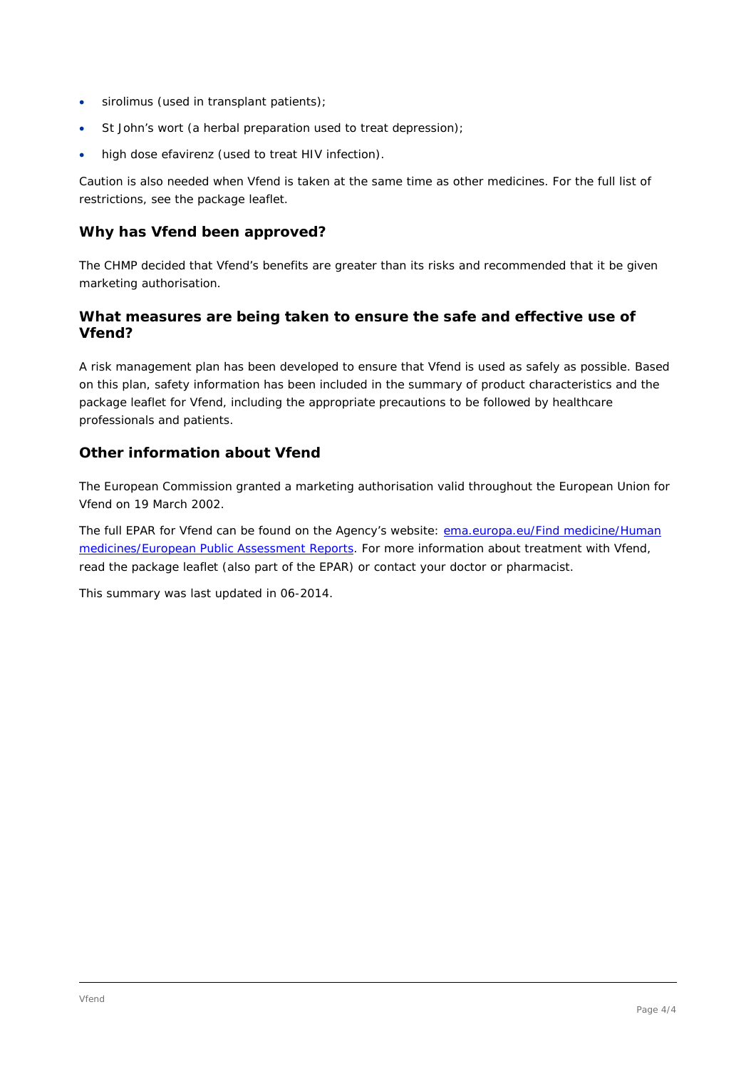- sirolimus (used in transplant patients);
- St John's wort (a herbal preparation used to treat depression);
- high dose efavirenz (used to treat HIV infection).

Caution is also needed when Vfend is taken at the same time as other medicines. For the full list of restrictions, see the package leaflet.

## Why has Vfend been approved?

The CHMP decided that Vfend's benefits are greater than its risks and recommended that it be given marketing authorisation.

## What measures are being taken to ensure the safe and effective use of Vfend?

A risk management plan has been developed to ensure that Vfend is used as safely as possible. Based on this plan, safety information has been included in the summary of product characteristics and the package leaflet for Vfend, including the appropriate precautions to be followed by healthcare professionals and patients.

## Other information about Vfend

The European Commission granted a marketing authorisation valid throughout the European Union for Vfend on 19 March 2002.

The full EPAR for Vfend can be found on the Agency's website: ema.europa.eu/Find medicine/Human medicines/European Public Assessment Reports. For more information about treatment with Vfend, read the package leaflet (also part of the EPAR) or contact your doctor or pharmacist.

This summary was last updated in 06-2014.